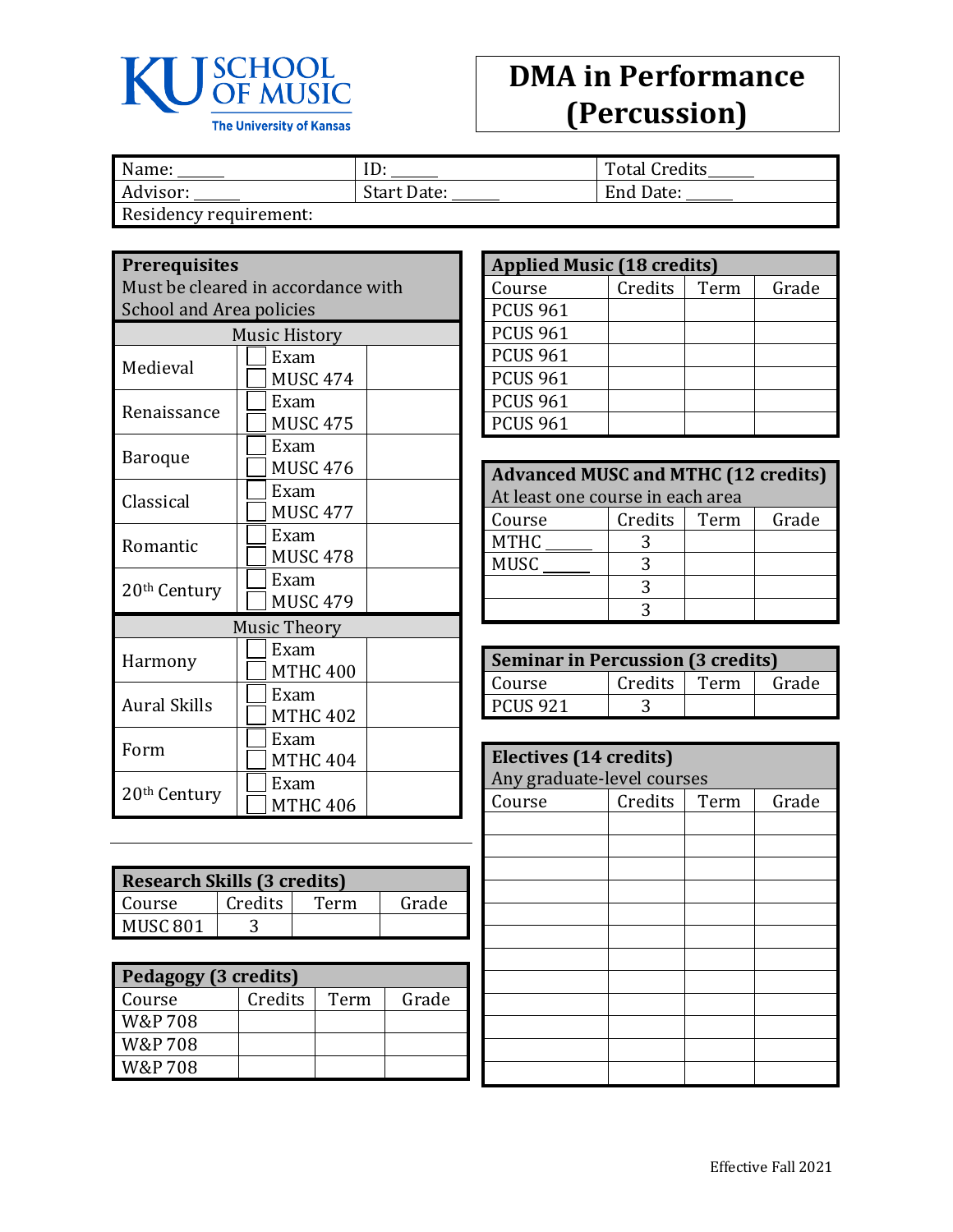KU SCHOOL OF MUSIC
The University of Kansas

# DMA in Performance (Percussion)

| Name: ______ | ID: ______ | Total Credits______ |
|---|---|---|
| Advisor: ______ | Start Date: ______ | End Date: ______ |
| Residency requirement: | | |

| **Prerequisites**<br>Must be cleared in accordance with School and Area policies | | |
|---|---|---|
| Music History | | |
| Medieval | ☐ Exam<br>☐ MUSC 474 | |
| Renaissance | ☐ Exam<br>☐ MUSC 475 | |
| Baroque | ☐ Exam<br>☐ MUSC 476 | |
| Classical | ☐ Exam<br>☐ MUSC 477 | |
| Romantic | ☐ Exam<br>☐ MUSC 478 | |
| 20th Century | ☐ Exam<br>☐ MUSC 479 | |
| Music Theory | | |
| Harmony | ☐ Exam<br>☐ MTHC 400 | |
| Aural Skills | ☐ Exam<br>☐ MTHC 402 | |
| Form | ☐ Exam<br>☐ MTHC 404 | |
| 20th Century | ☐ Exam<br>☐ MTHC 406 | |

| **Research Skills (3 credits)** | | | |
|---|---|---|---|
| Course | Credits | Term | Grade |
| MUSC 801 | 3 | | |

| **Pedagogy (3 credits)** | | | |
|---|---|---|---|
| Course | Credits | Term | Grade |
| W&P 708 | | | |
| W&P 708 | | | |
| W&P 708 | | | |

| **Applied Music (18 credits)** | | | |
|---|---|---|---|
| Course | Credits | Term | Grade |
| PCUS 961 | | | |
| PCUS 961 | | | |
| PCUS 961 | | | |
| PCUS 961 | | | |
| PCUS 961 | | | |
| PCUS 961 | | | |

| **Advanced MUSC and MTHC (12 credits)**<br>At least one course in each area | | | |
|---|---|---|---|
| Course | Credits | Term | Grade |
| MTHC ______ | 3 | | |
| MUSC ______ | 3 | | |
| | 3 | | |
| | 3 | | |

| **Seminar in Percussion (3 credits)** | | | |
|---|---|---|---|
| Course | Credits | Term | Grade |
| PCUS 921 | 3 | | |

| **Electives (14 credits)**<br>Any graduate-level courses | | | |
|---|---|---|---|
| Course | Credits | Term | Grade |
| | | | |
| | | | |
| | | | |
| | | | |
| | | | |
| | | | |
| | | | |
| | | | |
| | | | |
| | | | |
| | | | |
| | | | |

Effective Fall 2021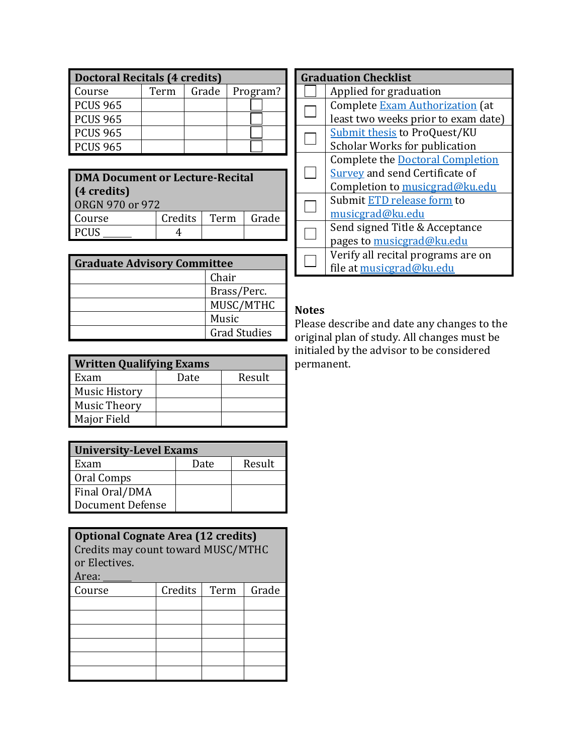| Doctoral Recitals (4 credits) | | | |
|---|---|---|---|
| Course | Term | Grade | Program? |
| PCUS 965 | | | ☐ |
| PCUS 965 | | | ☐ |
| PCUS 965 | | | ☐ |
| PCUS 965 | | | ☐ |

| DMA Document or Lecture-Recital (4 credits) ORGN 970 or 972 | | | |
|---|---|---|---|
| Course | Credits | Term | Grade |
| PCUS ______ | 4 | | |

| Graduate Advisory Committee | |
|---|---|
| | Chair |
| | Brass/Perc. |
| | MUSC/MTHC |
| | Music |
| | Grad Studies |

| Written Qualifying Exams | | |
|---|---|---|
| Exam | Date | Result |
| Music History | | |
| Music Theory | | |
| Major Field | | |

| University-Level Exams | | |
|---|---|---|
| Exam | Date | Result |
| Oral Comps | | |
| Final Oral/DMA Document Defense | | |

| Optional Cognate Area (12 credits) Credits may count toward MUSC/MTHC or Electives. Area: ______ | | | |
|---|---|---|---|
| Course | Credits | Term | Grade |
| | | | |
| | | | |
| | | | |
| | | | |
| | | | |
| | | | |

| Graduation Checklist | |
|---|---|
| ☐ | Applied for graduation |
| ☐ | Complete Exam Authorization (at least two weeks prior to exam date) |
| ☐ | Submit thesis to ProQuest/KU Scholar Works for publication |
| ☐ | Complete the Doctoral Completion Survey and send Certificate of Completion to musicgrad@ku.edu |
| ☐ | Submit ETD release form to musicgrad@ku.edu |
| ☐ | Send signed Title & Acceptance pages to musicgrad@ku.edu |
| ☐ | Verify all recital programs are on file at musicgrad@ku.edu |

**Notes**

Please describe and date any changes to the original plan of study. All changes must be initialed by the advisor to be considered permanent.